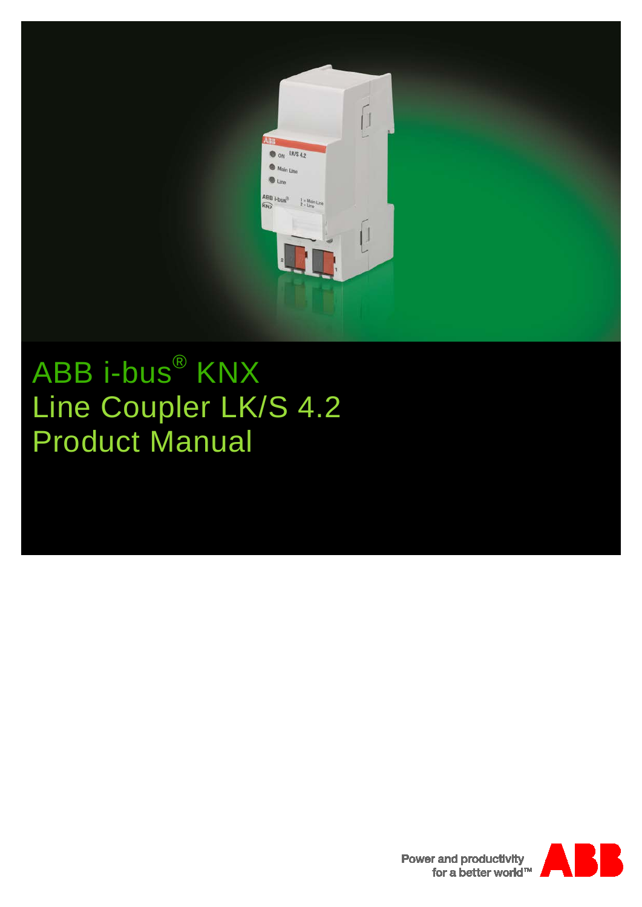# ABB i-bus® KNX
# Line Coupler LK/S 4.2
# Product Manual

Power and productivity
for a better world™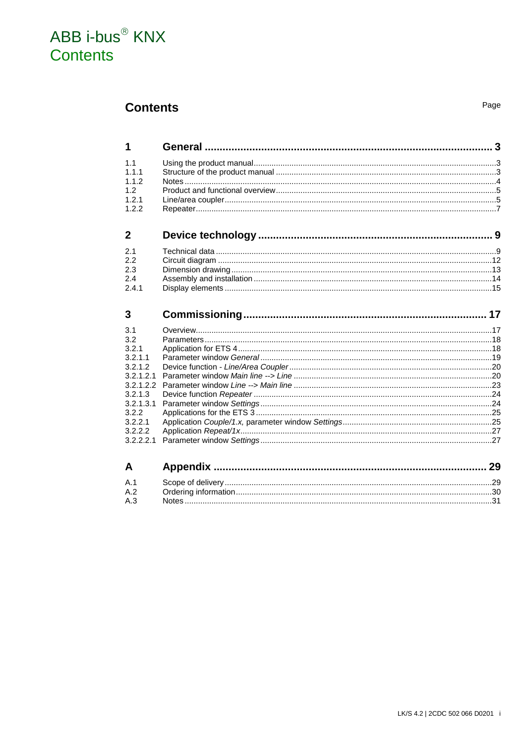# ABB i-bus® KNX Contents

## Contents

| | | Page |
|---|---|---|
| **1** | **General** | **3** |
| 1.1 | Using the product manual | 3 |
| 1.1.1 | Structure of the product manual | 3 |
| 1.1.2 | Notes | 4 |
| 1.2 | Product and functional overview | 5 |
| 1.2.1 | Line/area coupler | 5 |
| 1.2.2 | Repeater | 7 |
| **2** | **Device technology** | **9** |
| 2.1 | Technical data | 9 |
| 2.2 | Circuit diagram | 12 |
| 2.3 | Dimension drawing | 13 |
| 2.4 | Assembly and installation | 14 |
| 2.4.1 | Display elements | 15 |
| **3** | **Commissioning** | **17** |
| 3.1 | Overview | 17 |
| 3.2 | Parameters | 18 |
| 3.2.1 | Application for ETS 4 | 18 |
| 3.2.1.1 | Parameter window *General* | 19 |
| 3.2.1.2 | Device function - *Line/Area Coupler* | 20 |
| 3.2.1.2.1 | Parameter window *Main line --> Line* | 20 |
| 3.2.1.2.2 | Parameter window *Line --> Main line* | 23 |
| 3.2.1.3 | Device function *Repeater* | 24 |
| 3.2.1.3.1 | Parameter window *Settings* | 24 |
| 3.2.2 | Applications for the ETS 3 | 25 |
| 3.2.2.1 | Application *Couple/1.x,* parameter window *Settings* | 25 |
| 3.2.2.2 | Application *Repeat/1x* | 27 |
| 3.2.2.2.1 | Parameter window *Settings* | 27 |
| **A** | **Appendix** | **29** |
| A.1 | Scope of delivery | 29 |
| A.2 | Ordering information | 30 |
| A.3 | Notes | 31 |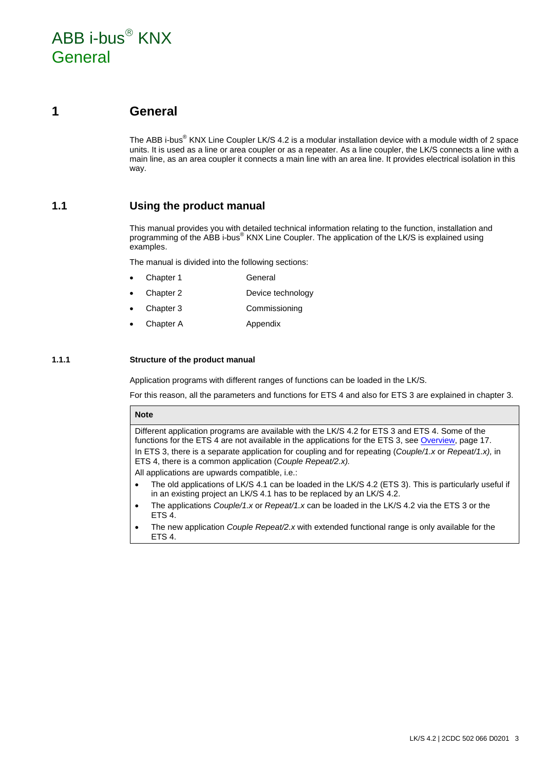# 1 General

The ABB i-bus® KNX Line Coupler LK/S 4.2 is a modular installation device with a module width of 2 space units. It is used as a line or area coupler or as a repeater. As a line coupler, the LK/S connects a line with a main line, as an area coupler it connects a main line with an area line. It provides electrical isolation in this way.

## 1.1 Using the product manual

This manual provides you with detailed technical information relating to the function, installation and programming of the ABB i-bus® KNX Line Coupler. The application of the LK/S is explained using examples.

The manual is divided into the following sections:

- Chapter 1 General
- Chapter 2 Device technology
- Chapter 3 Commissioning
- Chapter A Appendix

### 1.1.1 Structure of the product manual

Application programs with different ranges of functions can be loaded in the LK/S.

For this reason, all the parameters and functions for ETS 4 and also for ETS 3 are explained in chapter 3.

| Note |
| --- |
| Different application programs are available with the LK/S 4.2 for ETS 3 and ETS 4. Some of the functions for the ETS 4 are not available in the applications for the ETS 3, see Overview, page 17.<br>In ETS 3, there is a separate application for coupling and for repeating (*Couple/1.x* or *Repeat/1.x),* in ETS 4, there is a common application (*Couple Repeat/2.x).*<br>All applications are upwards compatible, i.e.:<br>• The old applications of LK/S 4.1 can be loaded in the LK/S 4.2 (ETS 3). This is particularly useful if in an existing project an LK/S 4.1 has to be replaced by an LK/S 4.2.<br>• The applications *Couple/1.x* or *Repeat/1.x* can be loaded in the LK/S 4.2 via the ETS 3 or the ETS 4.<br>• The new application *Couple Repeat/2.x* with extended functional range is only available for the ETS 4. |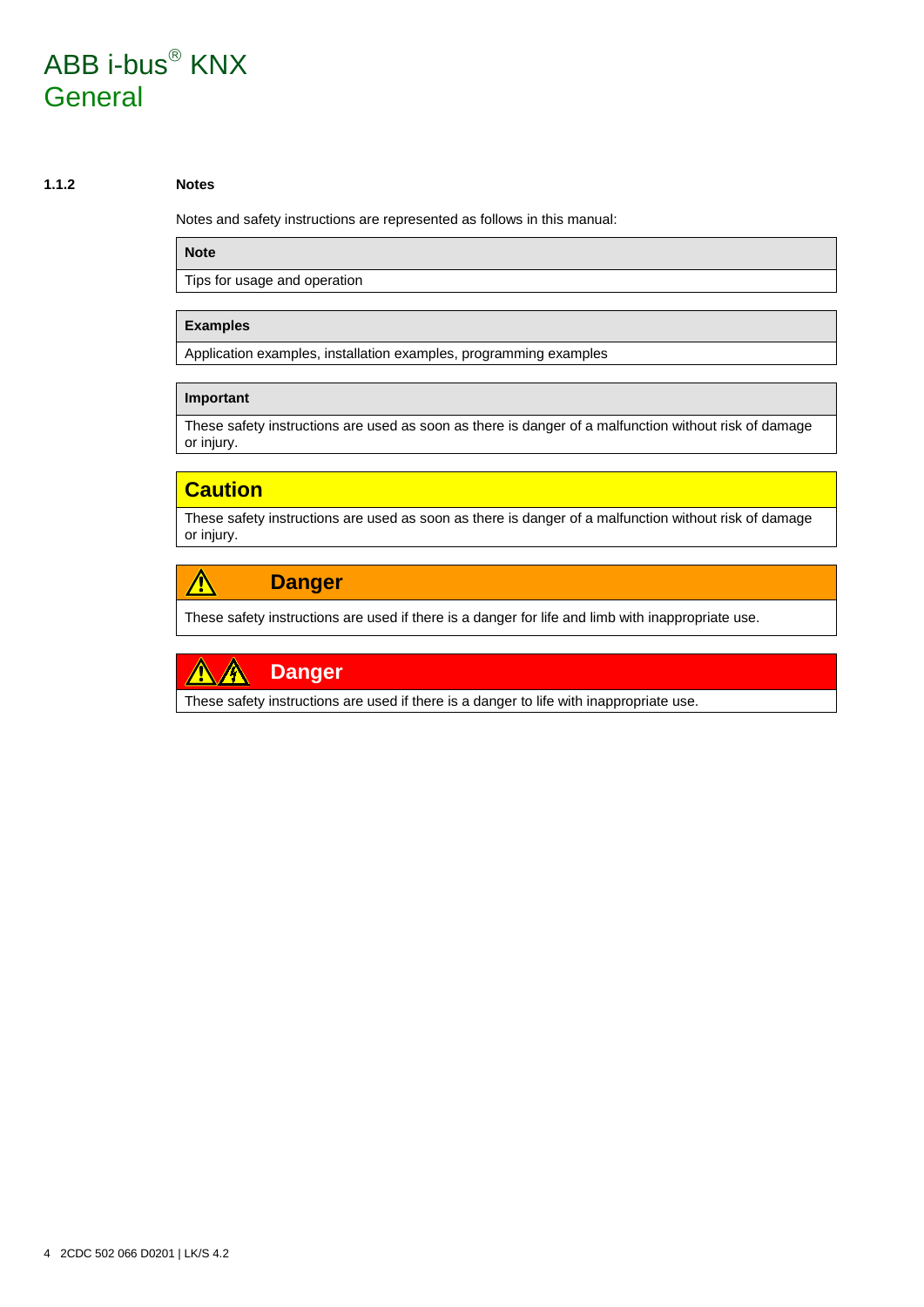# ABB i-bus® KNX
## General

### 1.1.2 Notes

Notes and safety instructions are represented as follows in this manual:

| **Note** |
| --- |
| Tips for usage and operation |

| **Examples** |
| --- |
| Application examples, installation examples, programming examples |

| **Important** |
| --- |
| These safety instructions are used as soon as there is danger of a malfunction without risk of damage or injury. |

| **Caution** |
| --- |
| These safety instructions are used as soon as there is danger of a malfunction without risk of damage or injury. |

| **Danger** |
| --- |
| These safety instructions are used if there is a danger for life and limb with inappropriate use. |

| **Danger** |
| --- |
| These safety instructions are used if there is a danger to life with inappropriate use. |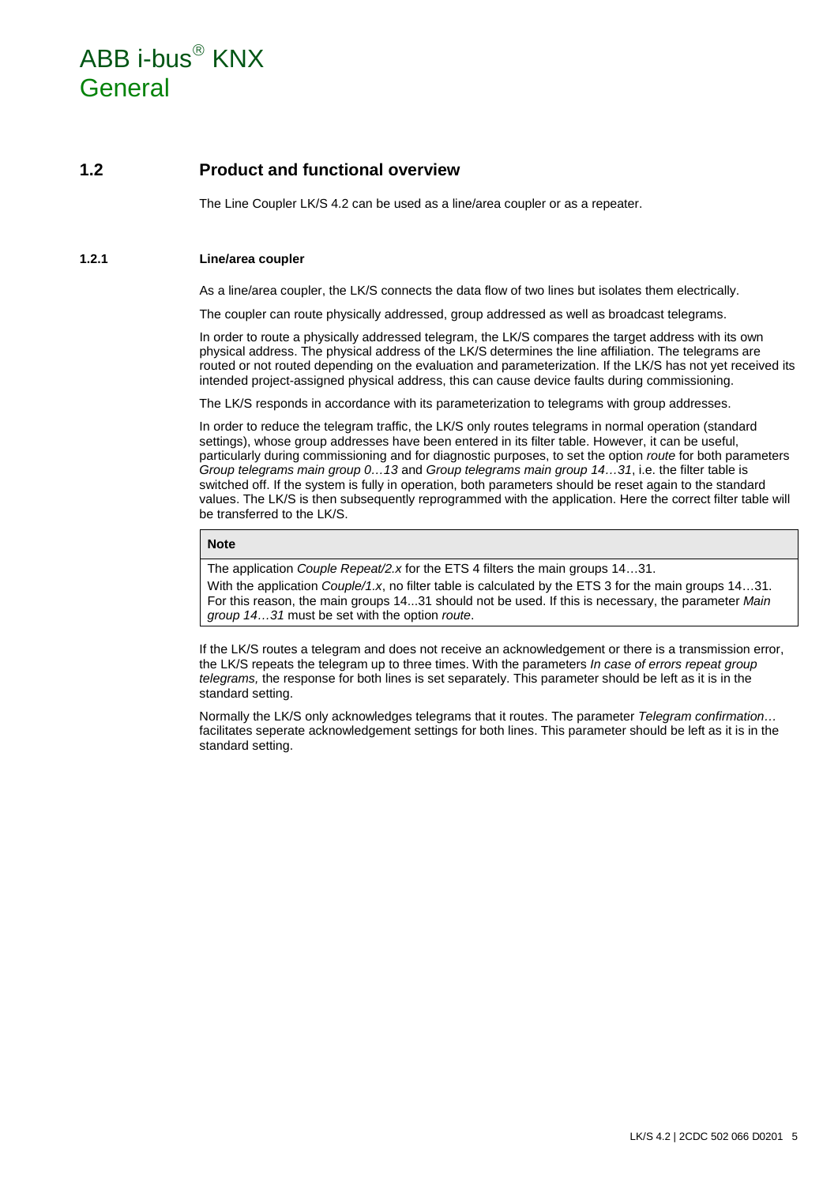## 1.2 Product and functional overview

The Line Coupler LK/S 4.2 can be used as a line/area coupler or as a repeater.

### 1.2.1 Line/area coupler

As a line/area coupler, the LK/S connects the data flow of two lines but isolates them electrically.

The coupler can route physically addressed, group addressed as well as broadcast telegrams.

In order to route a physically addressed telegram, the LK/S compares the target address with its own physical address. The physical address of the LK/S determines the line affiliation. The telegrams are routed or not routed depending on the evaluation and parameterization. If the LK/S has not yet received its intended project-assigned physical address, this can cause device faults during commissioning.

The LK/S responds in accordance with its parameterization to telegrams with group addresses.

In order to reduce the telegram traffic, the LK/S only routes telegrams in normal operation (standard settings), whose group addresses have been entered in its filter table. However, it can be useful, particularly during commissioning and for diagnostic purposes, to set the option *route* for both parameters *Group telegrams main group 0…13* and *Group telegrams main group 14…31*, i.e. the filter table is switched off. If the system is fully in operation, both parameters should be reset again to the standard values. The LK/S is then subsequently reprogrammed with the application. Here the correct filter table will be transferred to the LK/S.

| **Note** |
| --- |
| The application *Couple Repeat/2.x* for the ETS 4 filters the main groups 14…31.<br>With the application *Couple/1.x*, no filter table is calculated by the ETS 3 for the main groups 14…31. For this reason, the main groups 14...31 should not be used. If this is necessary, the parameter *Main group 14…31* must be set with the option *route*. |

If the LK/S routes a telegram and does not receive an acknowledgement or there is a transmission error, the LK/S repeats the telegram up to three times. With the parameters *In case of errors repeat group telegrams,* the response for both lines is set separately. This parameter should be left as it is in the standard setting.

Normally the LK/S only acknowledges telegrams that it routes. The parameter *Telegram confirmation…* facilitates seperate acknowledgement settings for both lines. This parameter should be left as it is in the standard setting.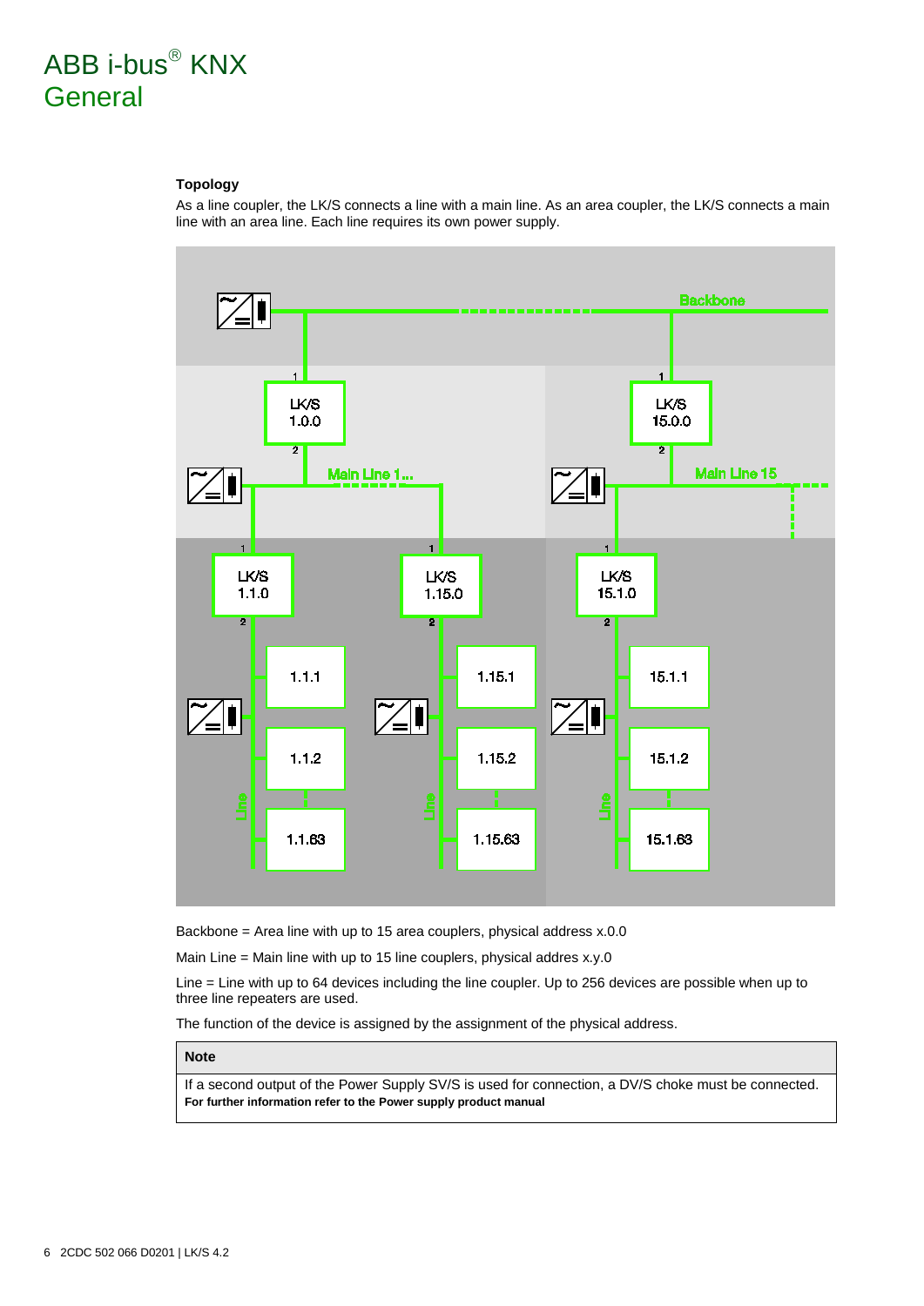#### Topology

As a line coupler, the LK/S connects a line with a main line. As an area coupler, the LK/S connects a main line with an area line. Each line requires its own power supply.

Backbone = Area line with up to 15 area couplers, physical address x.0.0

Main Line = Main line with up to 15 line couplers, physical addres x.y.0

Line = Line with up to 64 devices including the line coupler. Up to 256 devices are possible when up to three line repeaters are used.

The function of the device is assigned by the assignment of the physical address.

| Note |
|---|
| If a second output of the Power Supply SV/S is used for connection, a DV/S choke must be connected. **For further information refer to the Power supply product manual** |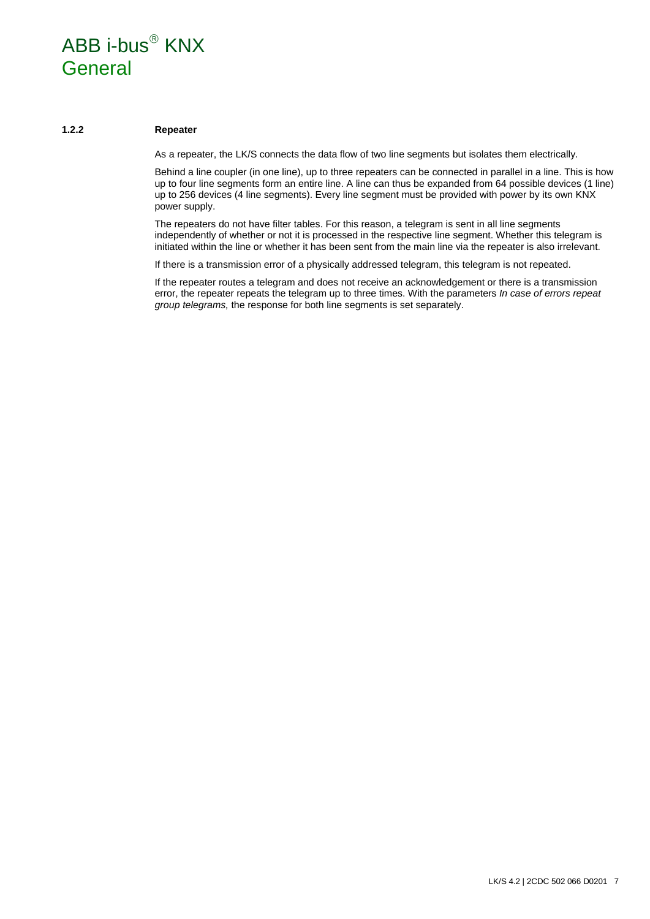### 1.2.2 Repeater

As a repeater, the LK/S connects the data flow of two line segments but isolates them electrically.

Behind a line coupler (in one line), up to three repeaters can be connected in parallel in a line. This is how up to four line segments form an entire line. A line can thus be expanded from 64 possible devices (1 line) up to 256 devices (4 line segments). Every line segment must be provided with power by its own KNX power supply.

The repeaters do not have filter tables. For this reason, a telegram is sent in all line segments independently of whether or not it is processed in the respective line segment. Whether this telegram is initiated within the line or whether it has been sent from the main line via the repeater is also irrelevant.

If there is a transmission error of a physically addressed telegram, this telegram is not repeated.

If the repeater routes a telegram and does not receive an acknowledgement or there is a transmission error, the repeater repeats the telegram up to three times. With the parameters *In case of errors repeat group telegrams,* the response for both line segments is set separately.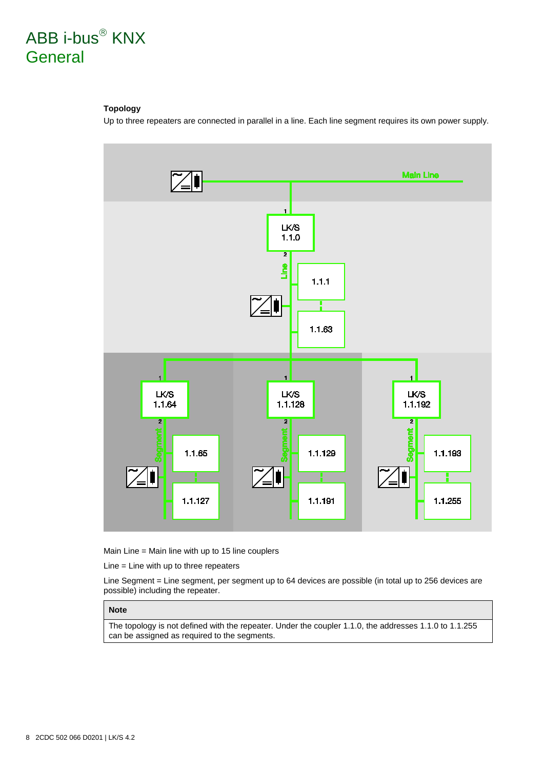#### Topology

Up to three repeaters are connected in parallel in a line. Each line segment requires its own power supply.

Main Line = Main line with up to 15 line couplers

Line = Line with up to three repeaters

Line Segment = Line segment, per segment up to 64 devices are possible (in total up to 256 devices are possible) including the repeater.

| Note |
| --- |
| The topology is not defined with the repeater. Under the coupler 1.1.0, the addresses 1.1.0 to 1.1.255 can be assigned as required to the segments. |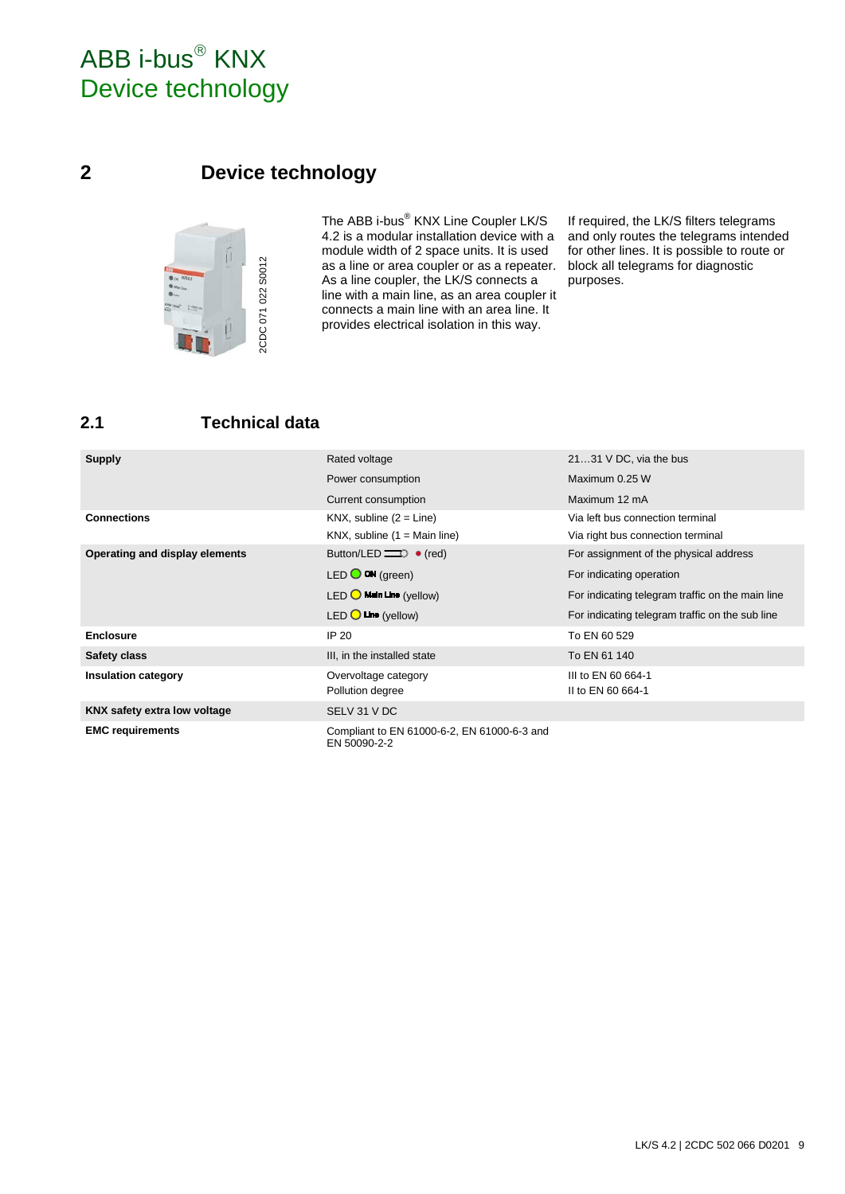## 2 Device technology

2CDC 071 022 S0012

The ABB i-bus® KNX Line Coupler LK/S 4.2 is a modular installation device with a module width of 2 space units. It is used as a line or area coupler or as a repeater. As a line coupler, the LK/S connects a line with a main line, as an area coupler it connects a main line with an area line. It provides electrical isolation in this way.

If required, the LK/S filters telegrams and only routes the telegrams intended for other lines. It is possible to route or block all telegrams for diagnostic purposes.

### 2.1 Technical data

| | | |
|---|---|---|
| **Supply** | Rated voltage | 21…31 V DC, via the bus |
| | Power consumption | Maximum 0.25 W |
| | Current consumption | Maximum 12 mA |
| **Connections** | KNX, subline (2 = Line) | Via left bus connection terminal |
| | KNX, subline (1 = Main line) | Via right bus connection terminal |
| **Operating and display elements** | Button/LED (red) | For assignment of the physical address |
| | LED ON (green) | For indicating operation |
| | LED Main Line (yellow) | For indicating telegram traffic on the main line |
| | LED Line (yellow) | For indicating telegram traffic on the sub line |
| **Enclosure** | IP 20 | To EN 60 529 |
| **Safety class** | III, in the installed state | To EN 61 140 |
| **Insulation category** | Overvoltage category<br>Pollution degree | III to EN 60 664-1<br>II to EN 60 664-1 |
| **KNX safety extra low voltage** | SELV 31 V DC | |
| **EMC requirements** | Compliant to EN 61000-6-2, EN 61000-6-3 and EN 50090-2-2 | |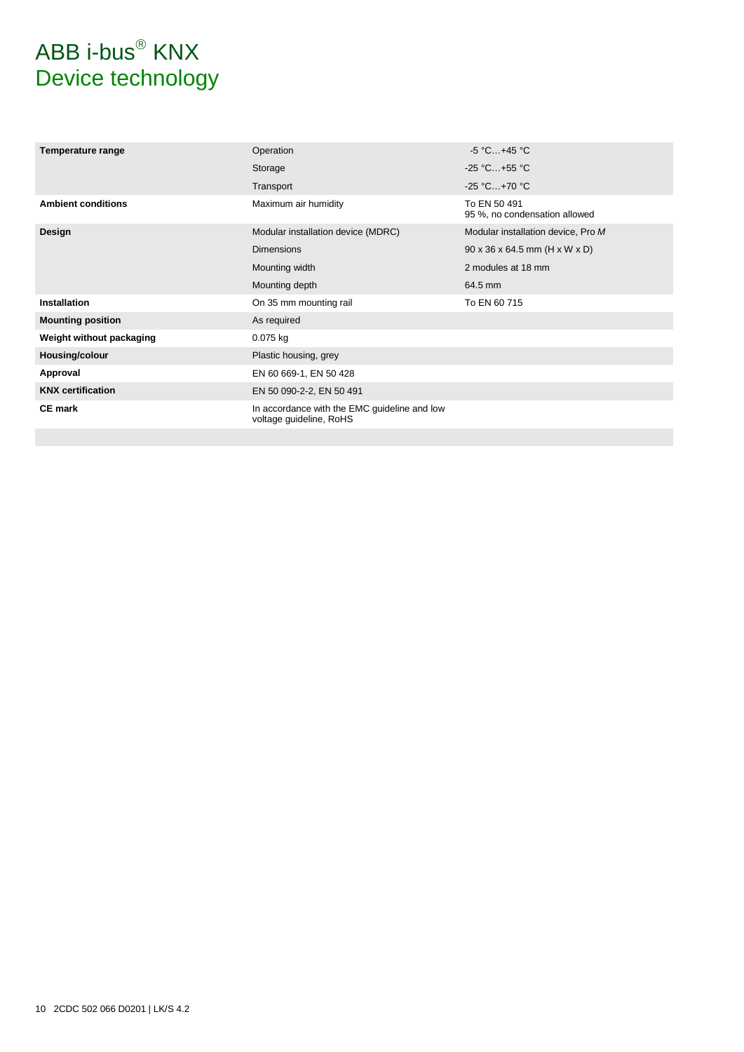# ABB i-bus® KNX
# Device technology

| | | |
|---|---|---|
| **Temperature range** | Operation | -5 °C…+45 °C |
| | Storage | -25 °C…+55 °C |
| | Transport | -25 °C…+70 °C |
| **Ambient conditions** | Maximum air humidity | To EN 50 491<br>95 %, no condensation allowed |
| **Design** | Modular installation device (MDRC) | Modular installation device, Pro *M* |
| | Dimensions | 90 x 36 x 64.5 mm (H x W x D) |
| | Mounting width | 2 modules at 18 mm |
| | Mounting depth | 64.5 mm |
| **Installation** | On 35 mm mounting rail | To EN 60 715 |
| **Mounting position** | As required | |
| **Weight without packaging** | 0.075 kg | |
| **Housing/colour** | Plastic housing, grey | |
| **Approval** | EN 60 669-1, EN 50 428 | |
| **KNX certification** | EN 50 090-2-2, EN 50 491 | |
| **CE mark** | In accordance with the EMC guideline and low voltage guideline, RoHS | |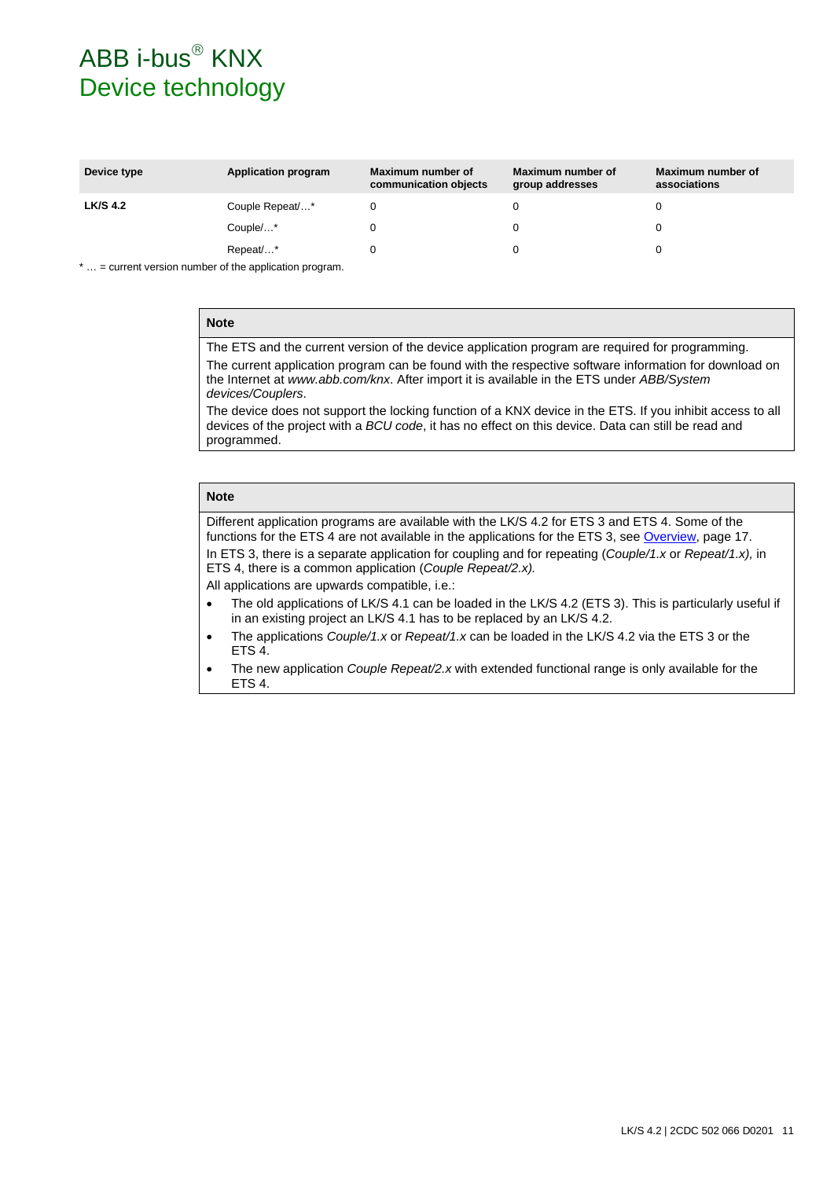| Device type | Application program | Maximum number of communication objects | Maximum number of group addresses | Maximum number of associations |
|---|---|---|---|---|
| **LK/S 4.2** | Couple Repeat/…* | 0 | 0 | 0 |
| | Couple/…* | 0 | 0 | 0 |
| | Repeat/…* | 0 | 0 | 0 |

* … = current version number of the application program.

**Note**

The ETS and the current version of the device application program are required for programming.

The current application program can be found with the respective software information for download on the Internet at *www.abb.com/knx*. After import it is available in the ETS under *ABB/System devices/Couplers*.

The device does not support the locking function of a KNX device in the ETS. If you inhibit access to all devices of the project with a *BCU code*, it has no effect on this device. Data can still be read and programmed.

**Note**

Different application programs are available with the LK/S 4.2 for ETS 3 and ETS 4. Some of the functions for the ETS 4 are not available in the applications for the ETS 3, see Overview, page 17.

In ETS 3, there is a separate application for coupling and for repeating (*Couple/1.x* or *Repeat/1.x),* in ETS 4, there is a common application (*Couple Repeat/2.x).*

All applications are upwards compatible, i.e.:

- The old applications of LK/S 4.1 can be loaded in the LK/S 4.2 (ETS 3). This is particularly useful if in an existing project an LK/S 4.1 has to be replaced by an LK/S 4.2.
- The applications *Couple/1.x* or *Repeat/1.x* can be loaded in the LK/S 4.2 via the ETS 3 or the ETS 4.
- The new application *Couple Repeat/2.x* with extended functional range is only available for the ETS 4.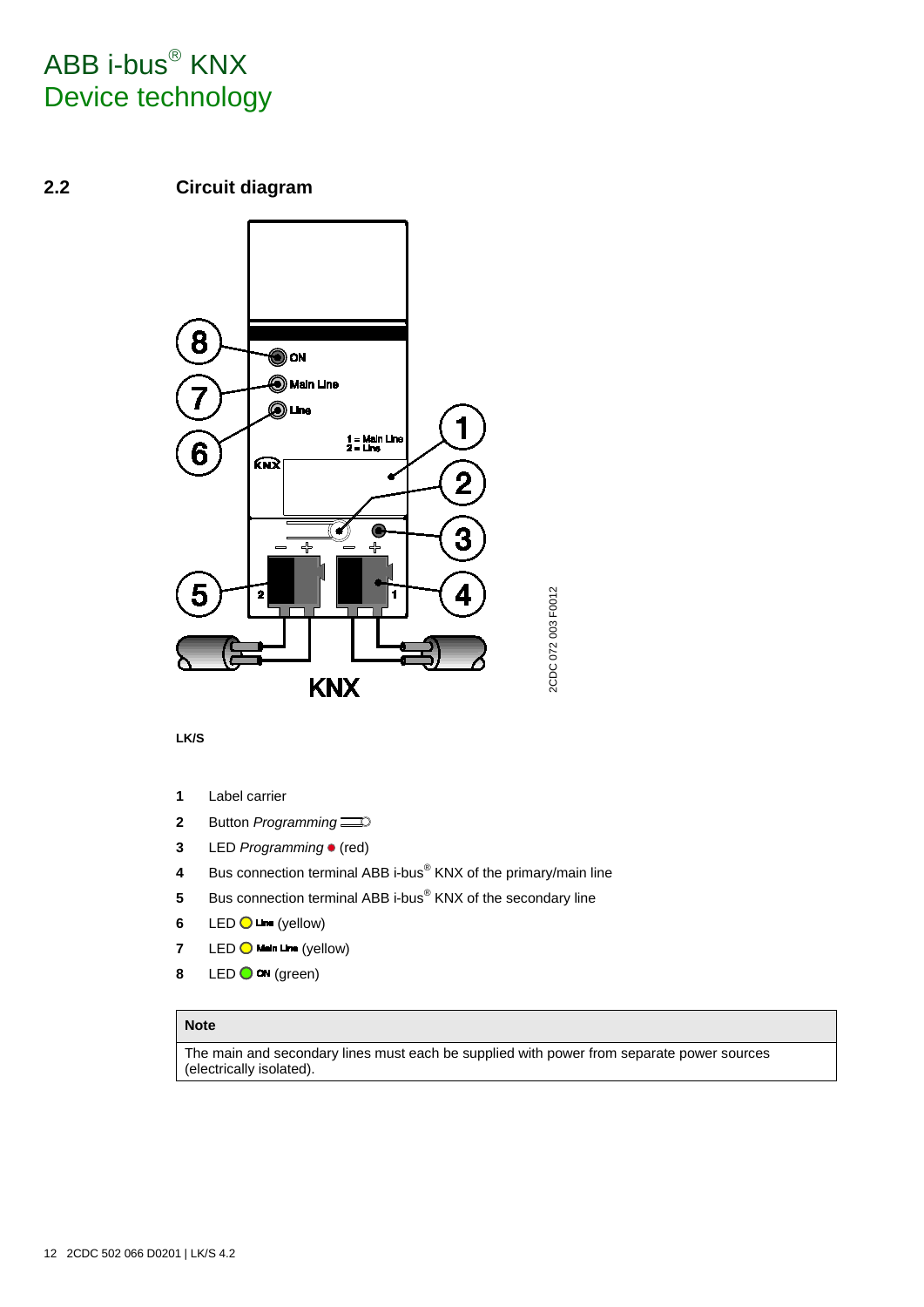## 2.2 Circuit diagram

**LK/S**

1. Label carrier
2. Button *Programming*
3. LED *Programming* ● (red)
4. Bus connection terminal ABB i-bus® KNX of the primary/main line
5. Bus connection terminal ABB i-bus® KNX of the secondary line
6. LED ○ Line (yellow)
7. LED ○ Main Line (yellow)
8. LED ○ ON (green)

| Note |
| --- |
| The main and secondary lines must each be supplied with power from separate power sources (electrically isolated). |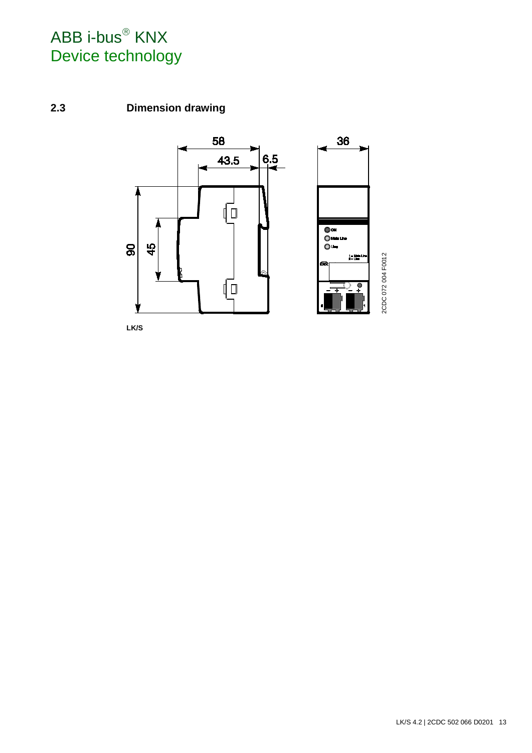## 2.3 Dimension drawing

LK/S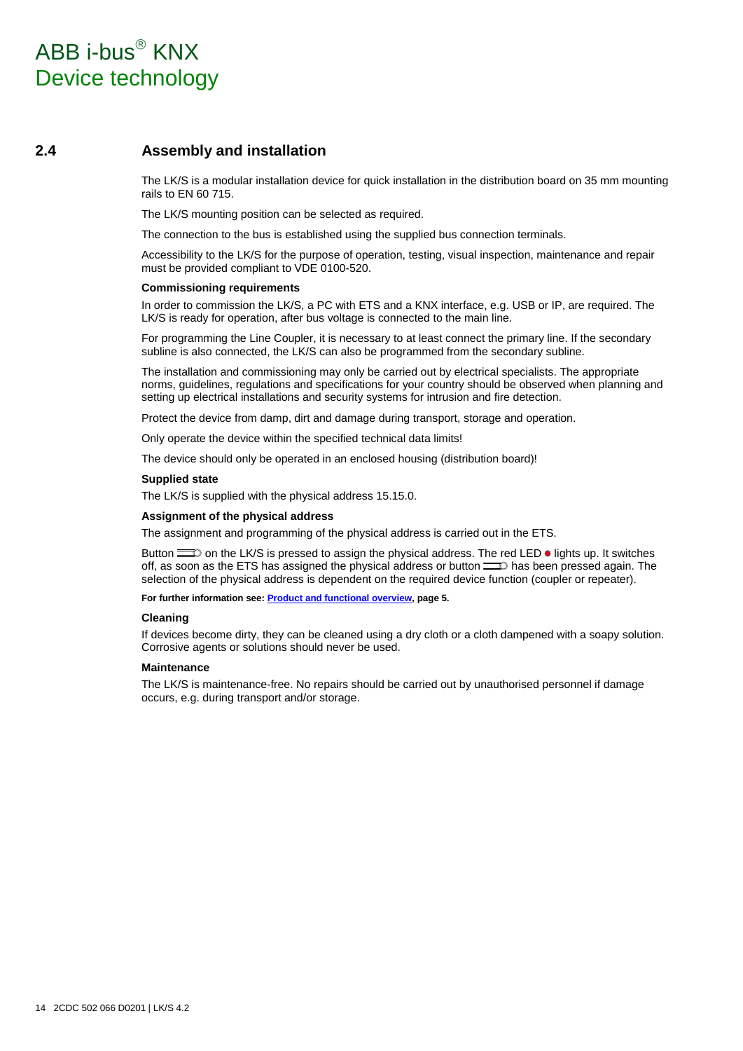## 2.4 Assembly and installation

The LK/S is a modular installation device for quick installation in the distribution board on 35 mm mounting rails to EN 60 715.

The LK/S mounting position can be selected as required.

The connection to the bus is established using the supplied bus connection terminals.

Accessibility to the LK/S for the purpose of operation, testing, visual inspection, maintenance and repair must be provided compliant to VDE 0100-520.

**Commissioning requirements**

In order to commission the LK/S, a PC with ETS and a KNX interface, e.g. USB or IP, are required. The LK/S is ready for operation, after bus voltage is connected to the main line.

For programming the Line Coupler, it is necessary to at least connect the primary line. If the secondary subline is also connected, the LK/S can also be programmed from the secondary subline.

The installation and commissioning may only be carried out by electrical specialists. The appropriate norms, guidelines, regulations and specifications for your country should be observed when planning and setting up electrical installations and security systems for intrusion and fire detection.

Protect the device from damp, dirt and damage during transport, storage and operation.

Only operate the device within the specified technical data limits!

The device should only be operated in an enclosed housing (distribution board)!

**Supplied state**

The LK/S is supplied with the physical address 15.15.0.

**Assignment of the physical address**

The assignment and programming of the physical address is carried out in the ETS.

Button on the LK/S is pressed to assign the physical address. The red LED ● lights up. It switches off, as soon as the ETS has assigned the physical address or button has been pressed again. The selection of the physical address is dependent on the required device function (coupler or repeater).

**For further information see: Product and functional overview, page 5.**

**Cleaning**

If devices become dirty, they can be cleaned using a dry cloth or a cloth dampened with a soapy solution. Corrosive agents or solutions should never be used.

**Maintenance**

The LK/S is maintenance-free. No repairs should be carried out by unauthorised personnel if damage occurs, e.g. during transport and/or storage.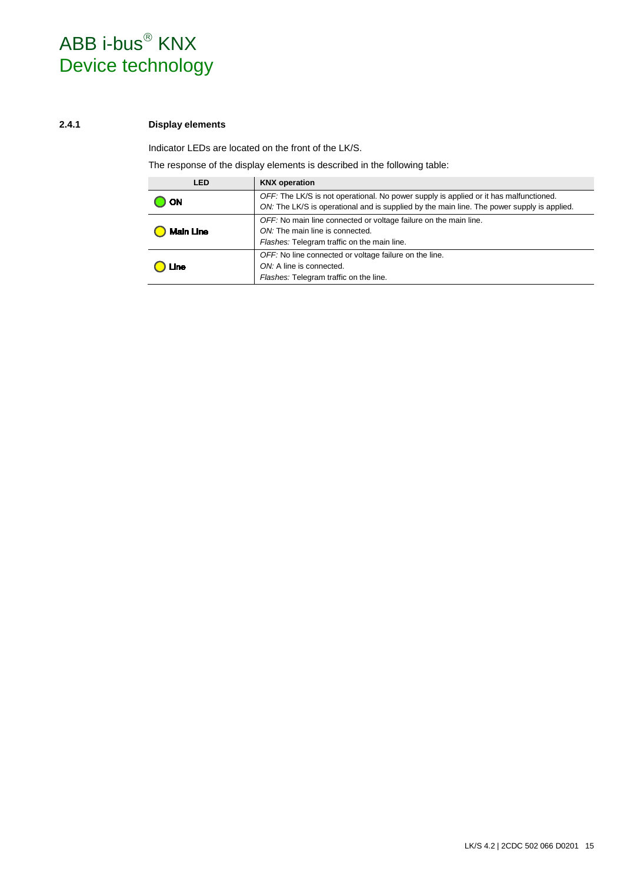### 2.4.1 Display elements

Indicator LEDs are located on the front of the LK/S.

The response of the display elements is described in the following table:

| LED | KNX operation |
|---|---|
| ON | *OFF:* The LK/S is not operational. No power supply is applied or it has malfunctioned.<br>*ON:* The LK/S is operational and is supplied by the main line. The power supply is applied. |
| Main Line | *OFF:* No main line connected or voltage failure on the main line.<br>*ON:* The main line is connected.<br>*Flashes:* Telegram traffic on the main line. |
| Line | *OFF:* No line connected or voltage failure on the line.<br>*ON:* A line is connected.<br>*Flashes:* Telegram traffic on the line. |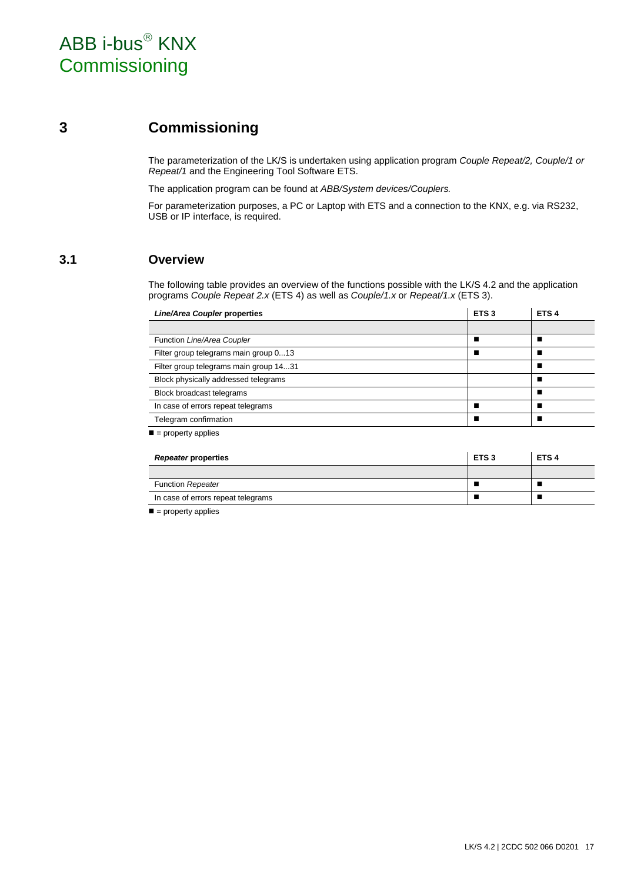# 3 Commissioning

The parameterization of the LK/S is undertaken using application program *Couple Repeat/2, Couple/1 or Repeat/1* and the Engineering Tool Software ETS.

The application program can be found at *ABB/System devices/Couplers.*

For parameterization purposes, a PC or Laptop with ETS and a connection to the KNX, e.g. via RS232, USB or IP interface, is required.

## 3.1 Overview

The following table provides an overview of the functions possible with the LK/S 4.2 and the application programs *Couple Repeat 2.x* (ETS 4) as well as *Couple/1.x* or *Repeat/1.x* (ETS 3).

| ***Line/Area Coupler* properties** | **ETS 3** | **ETS 4** |
|---|---|---|
| | | |
| Function *Line/Area Coupler* | ■ | ■ |
| Filter group telegrams main group 0...13 | ■ | ■ |
| Filter group telegrams main group 14...31 | | ■ |
| Block physically addressed telegrams | | ■ |
| Block broadcast telegrams | | ■ |
| In case of errors repeat telegrams | ■ | ■ |
| Telegram confirmation | ■ | ■ |

■ = property applies

| ***Repeater* properties** | **ETS 3** | **ETS 4** |
|---|---|---|
| | | |
| Function *Repeater* | ■ | ■ |
| In case of errors repeat telegrams | ■ | ■ |

■ = property applies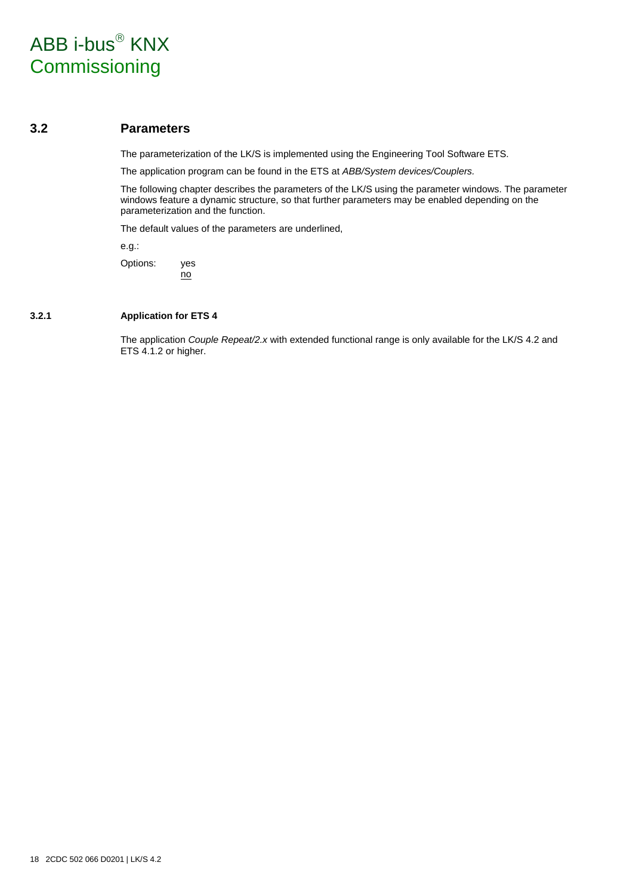## 3.2 Parameters

The parameterization of the LK/S is implemented using the Engineering Tool Software ETS.

The application program can be found in the ETS at *ABB/System devices/Couplers*.

The following chapter describes the parameters of the LK/S using the parameter windows. The parameter windows feature a dynamic structure, so that further parameters may be enabled depending on the parameterization and the function.

The default values of the parameters are underlined,

e.g.:

Options: yes
<u>no</u>

### 3.2.1 Application for ETS 4

The application *Couple Repeat/2.x* with extended functional range is only available for the LK/S 4.2 and ETS 4.1.2 or higher.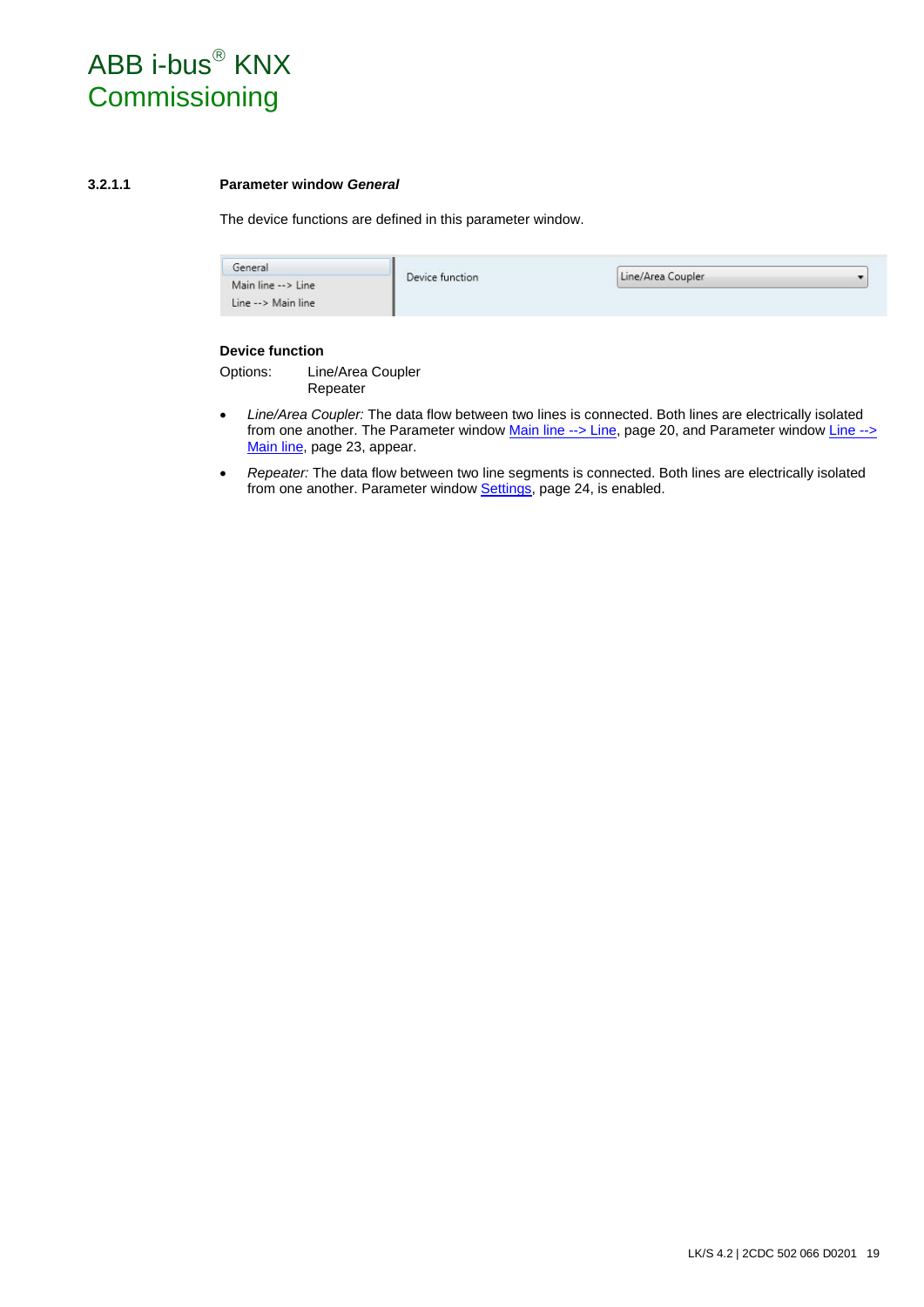### 3.2.1.1 Parameter window *General*

The device functions are defined in this parameter window.

| General | Device function | Line/Area Coupler |
|---|---|---|
| Main line --> Line | | |
| Line --> Main line | | |

**Device function**

Options: Line/Area Coupler
Repeater

- *Line/Area Coupler:* The data flow between two lines is connected. Both lines are electrically isolated from one another. The Parameter window Main line --> Line, page 20, and Parameter window Line --> Main line, page 23, appear.
- *Repeater:* The data flow between two line segments is connected. Both lines are electrically isolated from one another. Parameter window Settings, page 24, is enabled.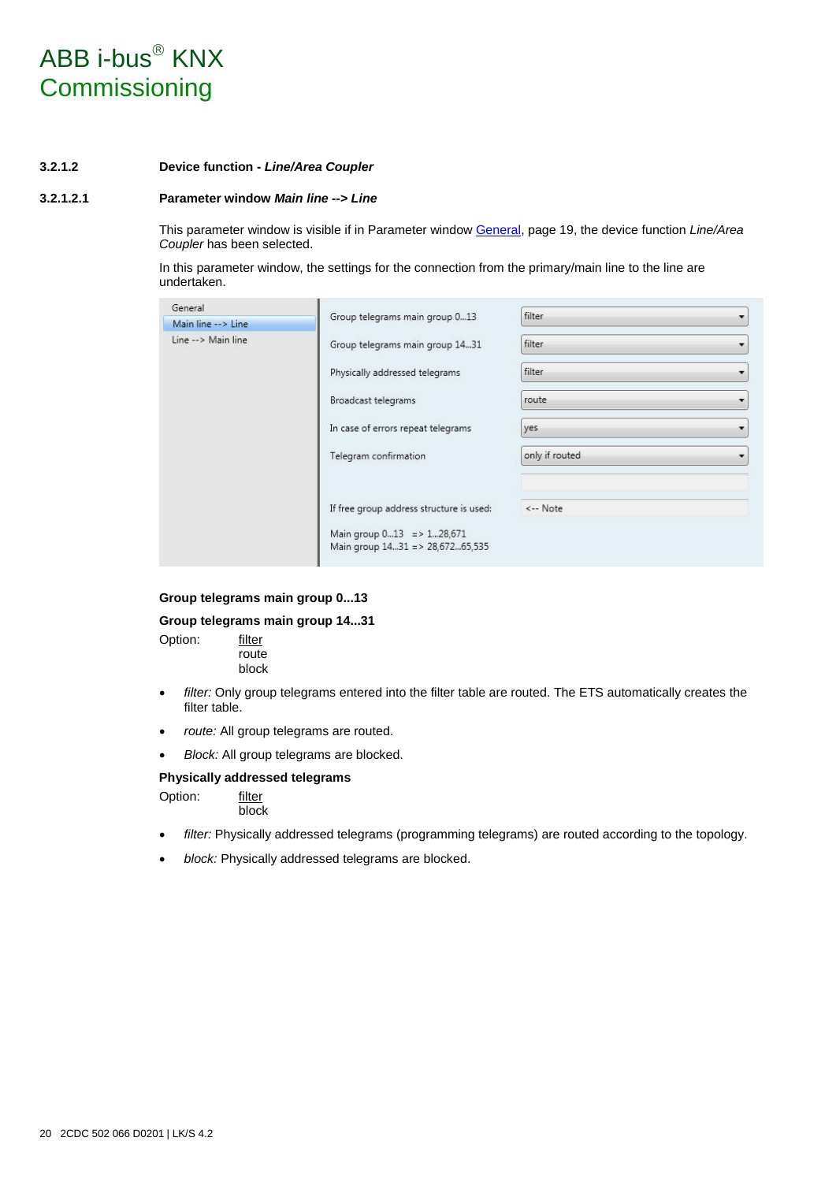#### 3.2.1.2 Device function - *Line/Area Coupler*

##### 3.2.1.2.1 Parameter window *Main line --> Line*

This parameter window is visible if in Parameter window General, page 19, the device function *Line/Area Coupler* has been selected.

In this parameter window, the settings for the connection from the primary/main line to the line are undertaken.

| Parameter | Value |
|---|---|
| Group telegrams main group 0...13 | filter |
| Group telegrams main group 14...31 | filter |
| Physically addressed telegrams | filter |
| Broadcast telegrams | route |
| In case of errors repeat telegrams | yes |
| Telegram confirmation | only if routed |
| If free group address structure is used: | <-- Note |

Main group 0...13 => 1...28,671
Main group 14...31 => 28,672...65,535

**Group telegrams main group 0...13**

**Group telegrams main group 14...31**

Option: filter
route
block

- *filter:* Only group telegrams entered into the filter table are routed. The ETS automatically creates the filter table.
- *route:* All group telegrams are routed.
- *Block:* All group telegrams are blocked.

**Physically addressed telegrams**

Option: filter
block

- *filter:* Physically addressed telegrams (programming telegrams) are routed according to the topology.
- *block:* Physically addressed telegrams are blocked.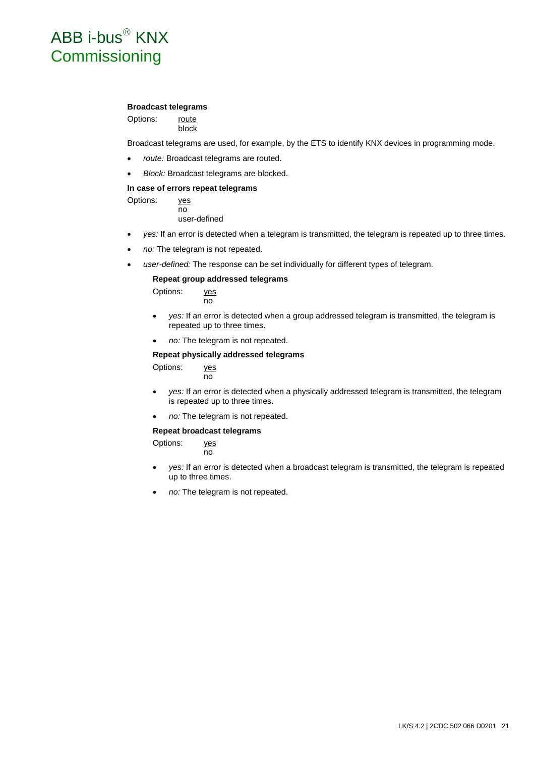**Broadcast telegrams**

Options: <u>route</u>
block

Broadcast telegrams are used, for example, by the ETS to identify KNX devices in programming mode.

- *route:* Broadcast telegrams are routed.
- *Block:* Broadcast telegrams are blocked.

**In case of errors repeat telegrams**

Options: <u>yes</u>
no
user-defined

- *yes:* If an error is detected when a telegram is transmitted, the telegram is repeated up to three times.
- *no:* The telegram is not repeated.
- *user-defined:* The response can be set individually for different types of telegram.

**Repeat group addressed telegrams**

Options: <u>yes</u>
no

- *yes:* If an error is detected when a group addressed telegram is transmitted, the telegram is repeated up to three times.
- *no:* The telegram is not repeated.

**Repeat physically addressed telegrams**

Options: <u>yes</u>
no

- *yes:* If an error is detected when a physically addressed telegram is transmitted, the telegram is repeated up to three times.
- *no:* The telegram is not repeated.

**Repeat broadcast telegrams**

Options: <u>yes</u>
no

- *yes:* If an error is detected when a broadcast telegram is transmitted, the telegram is repeated up to three times.
- *no:* The telegram is not repeated.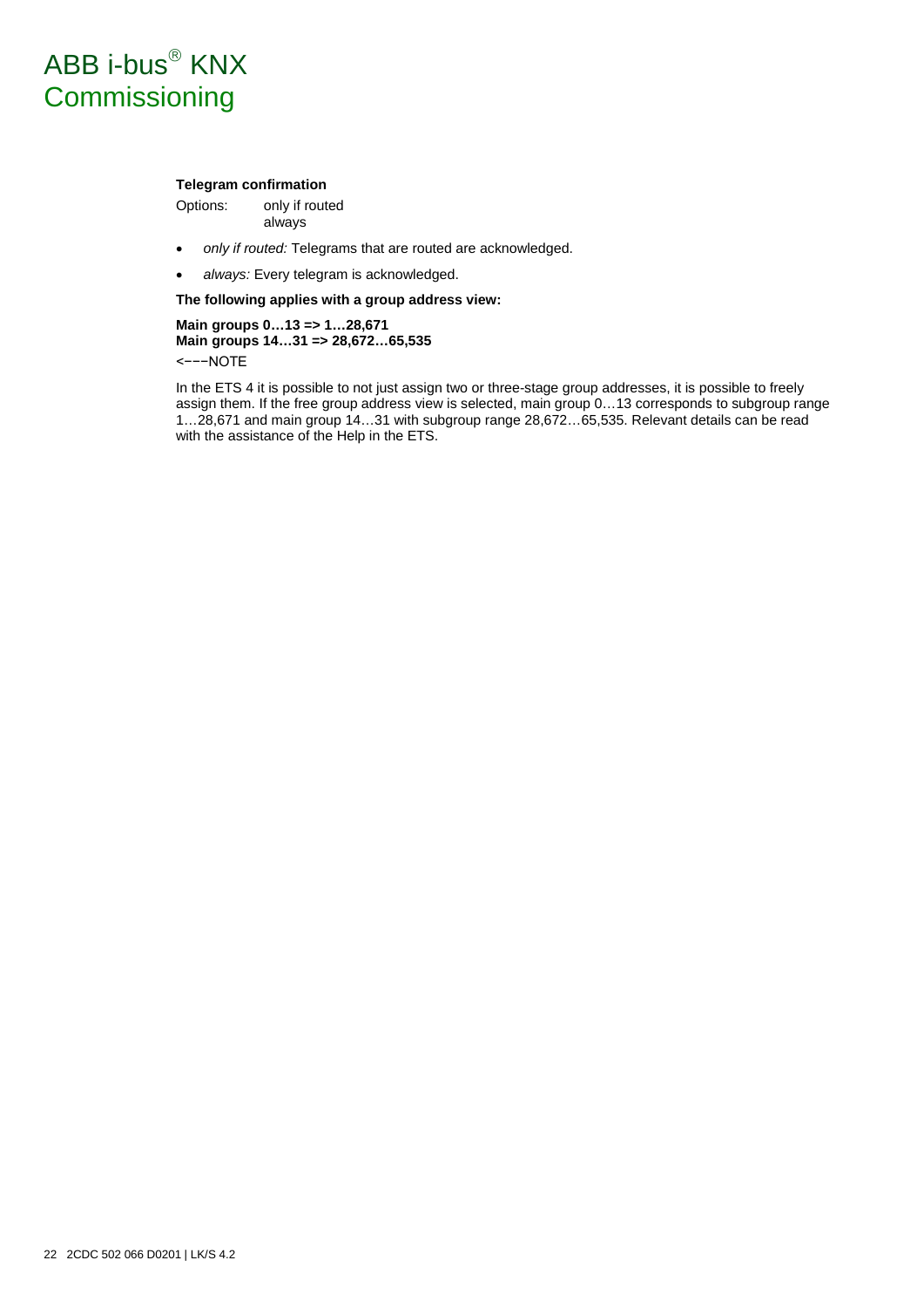**Telegram confirmation**

Options: only if routed
always

- *only if routed:* Telegrams that are routed are acknowledged.
- *always:* Every telegram is acknowledged.

**The following applies with a group address view:**

**Main groups 0…13 => 1…28,671**
**Main groups 14…31 => 28,672…65,535**

<−−−NOTE

In the ETS 4 it is possible to not just assign two or three-stage group addresses, it is possible to freely assign them. If the free group address view is selected, main group 0…13 corresponds to subgroup range 1…28,671 and main group 14…31 with subgroup range 28,672…65,535. Relevant details can be read with the assistance of the Help in the ETS.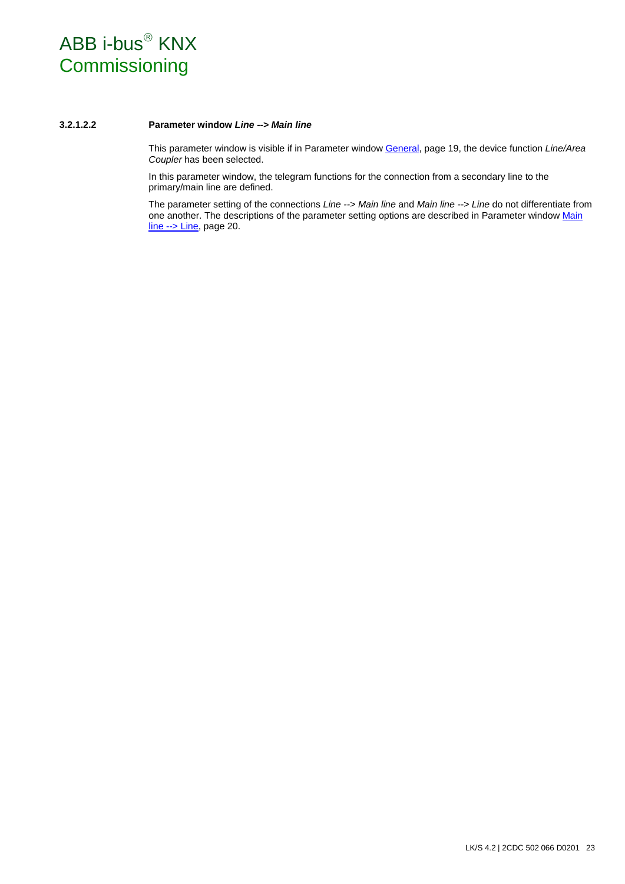#### 3.2.1.2.2 Parameter window *Line --> Main line*

This parameter window is visible if in Parameter window General, page 19, the device function *Line/Area Coupler* has been selected.

In this parameter window, the telegram functions for the connection from a secondary line to the primary/main line are defined.

The parameter setting of the connections *Line* --> *Main line* and *Main line* --> *Line* do not differentiate from one another. The descriptions of the parameter setting options are described in Parameter window Main line --> Line, page 20.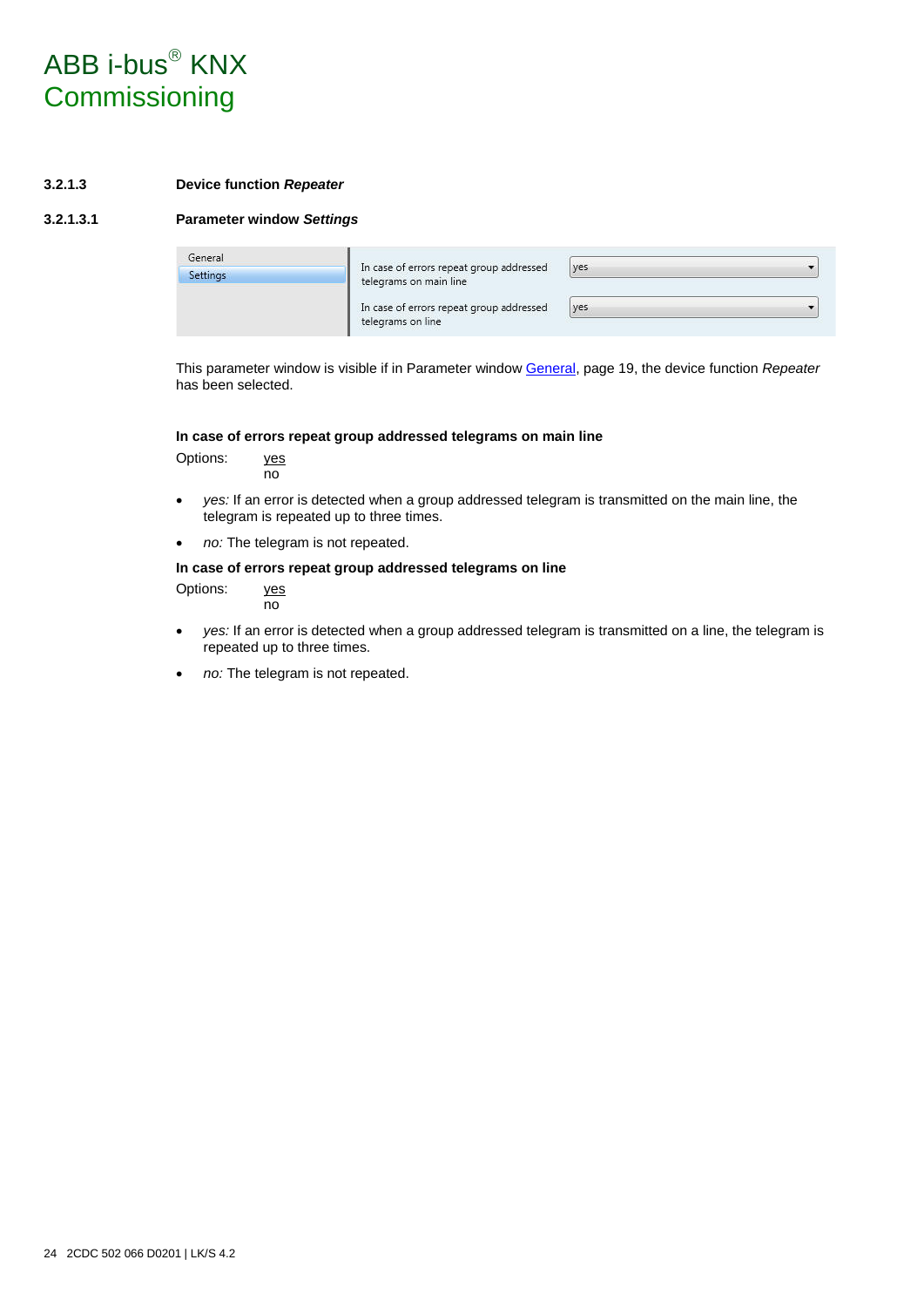#### 3.2.1.3 Device function *Repeater*

##### 3.2.1.3.1 Parameter window *Settings*

| General | In case of errors repeat group addressed telegrams on main line | yes |
| --- | --- | --- |
| Settings | In case of errors repeat group addressed telegrams on line | yes |

This parameter window is visible if in Parameter window General, page 19, the device function *Repeater* has been selected.

**In case of errors repeat group addressed telegrams on main line**

Options: yes
no

- *yes:* If an error is detected when a group addressed telegram is transmitted on the main line, the telegram is repeated up to three times.
- *no:* The telegram is not repeated.

**In case of errors repeat group addressed telegrams on line**

Options: yes
no

- *yes:* If an error is detected when a group addressed telegram is transmitted on a line, the telegram is repeated up to three times.
- *no:* The telegram is not repeated.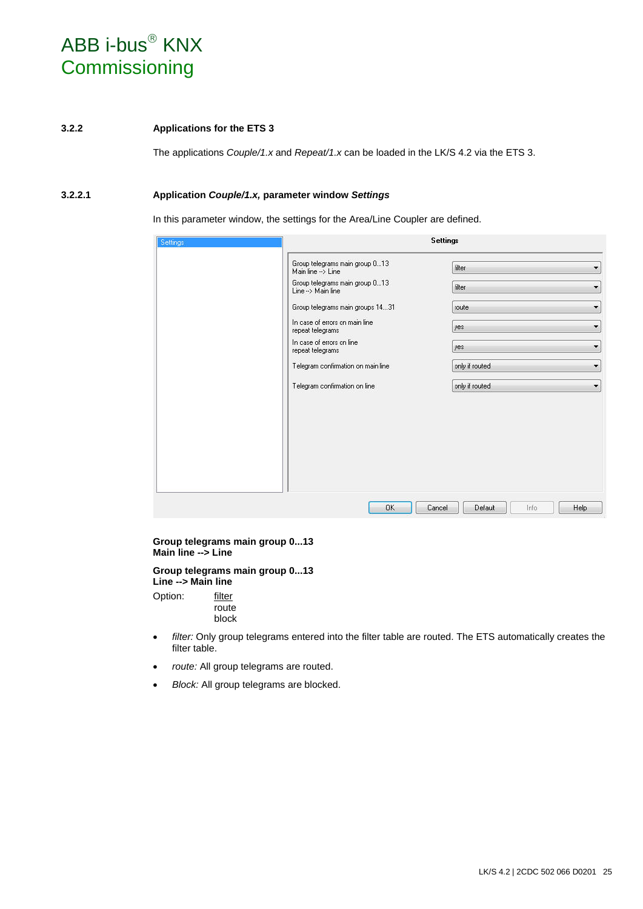### 3.2.2 Applications for the ETS 3

The applications *Couple/1.x* and *Repeat/1.x* can be loaded in the LK/S 4.2 via the ETS 3.

#### 3.2.2.1 Application *Couple/1.x*, parameter window *Settings*

In this parameter window, the settings for the Area/Line Coupler are defined.

| Settings | |
|---|---|
| Group telegrams main group 0...13 Main line --> Line | filter |
| Group telegrams main group 0...13 Line --> Main line | filter |
| Group telegrams main groups 14...31 | route |
| In case of errors on main line repeat telegrams | yes |
| In case of errors on line repeat telegrams | yes |
| Telegram confirmation on main line | only if routed |
| Telegram confirmation on line | only if routed |

**Group telegrams main group 0...13**
**Main line --> Line**

**Group telegrams main group 0...13**
**Line --> Main line**

Option: filter
route
block

- *filter:* Only group telegrams entered into the filter table are routed. The ETS automatically creates the filter table.
- *route:* All group telegrams are routed.
- *Block:* All group telegrams are blocked.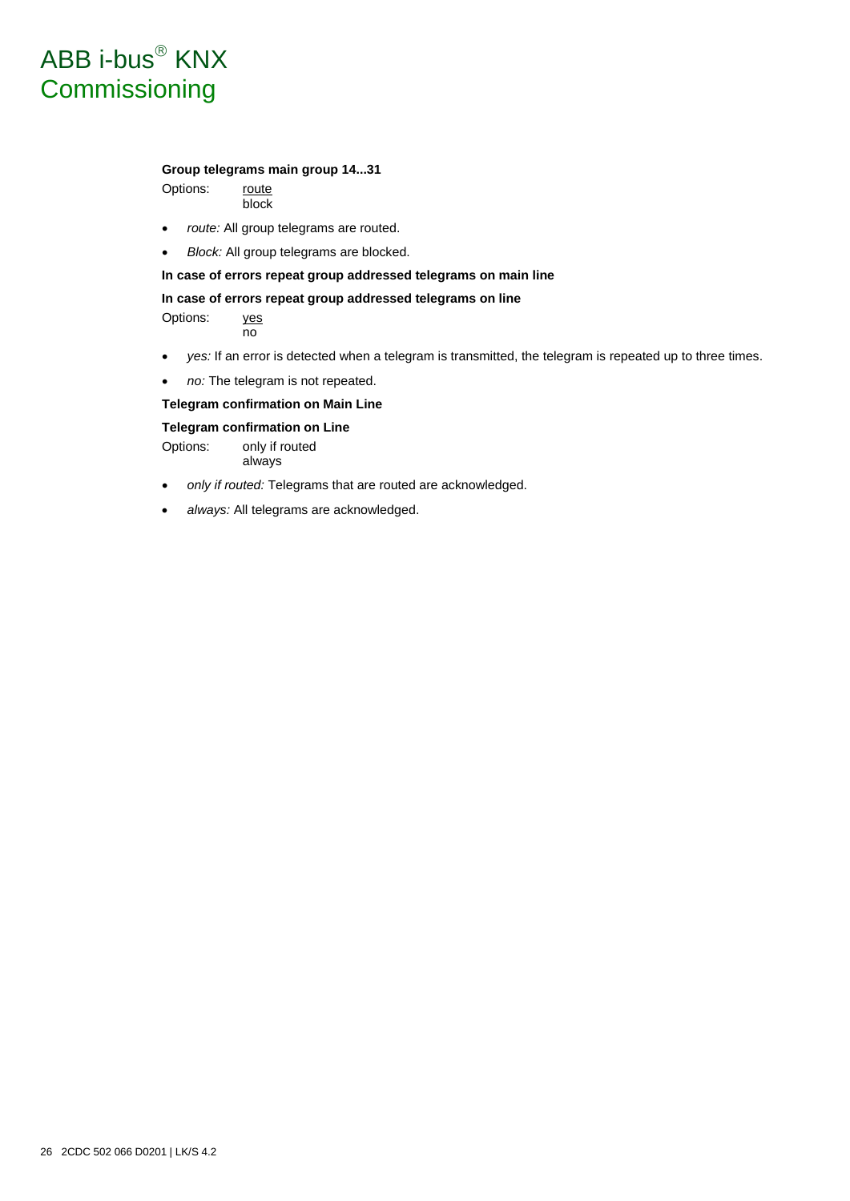**Group telegrams main group 14...31**

Options: <u>route</u>
block

- *route:* All group telegrams are routed.
- *Block:* All group telegrams are blocked.

**In case of errors repeat group addressed telegrams on main line**

**In case of errors repeat group addressed telegrams on line**

Options: <u>yes</u>
no

- *yes:* If an error is detected when a telegram is transmitted, the telegram is repeated up to three times.
- *no:* The telegram is not repeated.

**Telegram confirmation on Main Line**

**Telegram confirmation on Line**

Options: only if routed
always

- *only if routed:* Telegrams that are routed are acknowledged.
- *always:* All telegrams are acknowledged.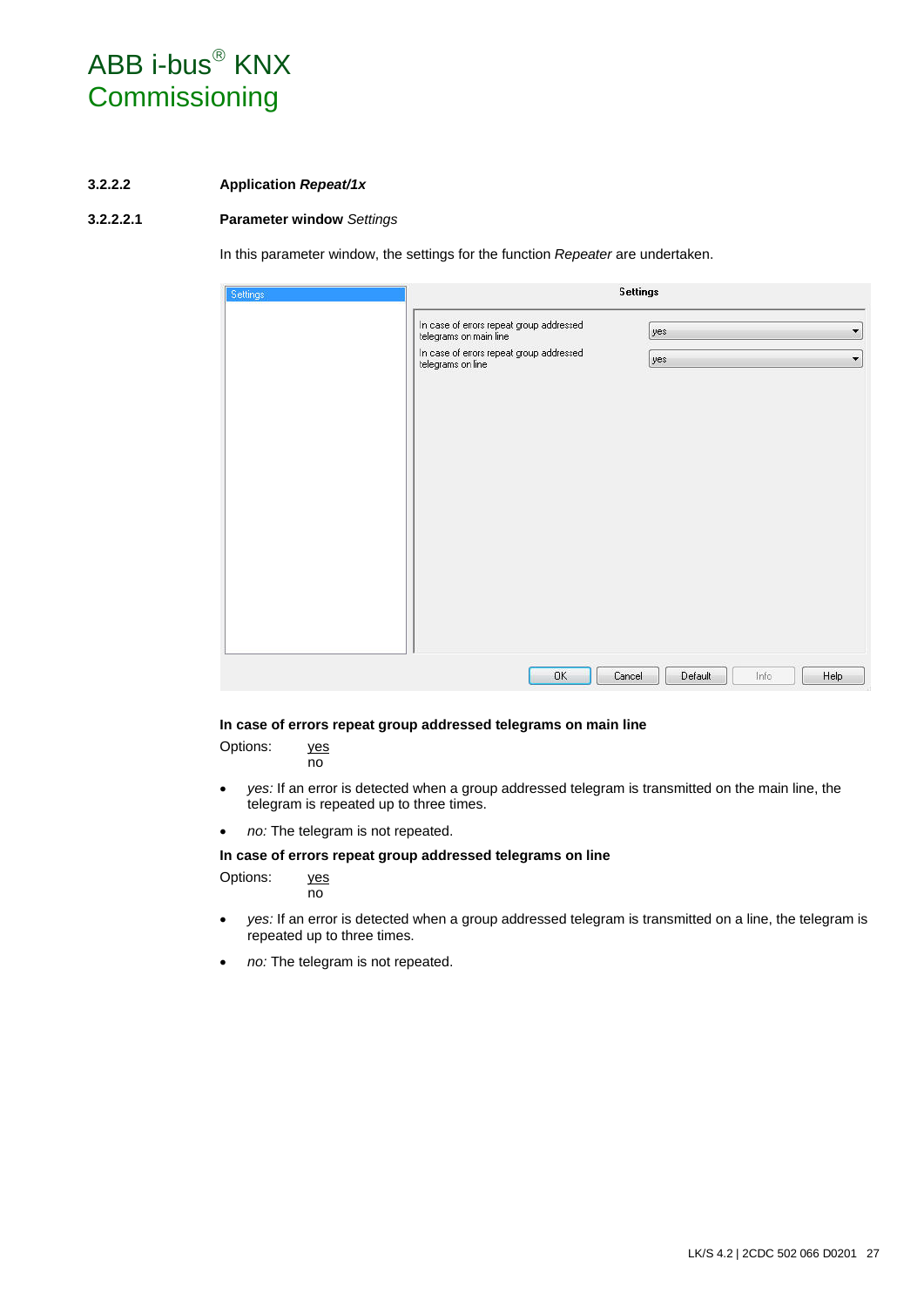### 3.2.2.2 Application *Repeat/1x*

#### 3.2.2.2.1 Parameter window *Settings*

In this parameter window, the settings for the function *Repeater* are undertaken.

**In case of errors repeat group addressed telegrams on main line**

Options: <u>yes</u>
no

- *yes:* If an error is detected when a group addressed telegram is transmitted on the main line, the telegram is repeated up to three times.
- *no:* The telegram is not repeated.

**In case of errors repeat group addressed telegrams on line**

Options: <u>yes</u>
no

- *yes:* If an error is detected when a group addressed telegram is transmitted on a line, the telegram is repeated up to three times.
- *no:* The telegram is not repeated.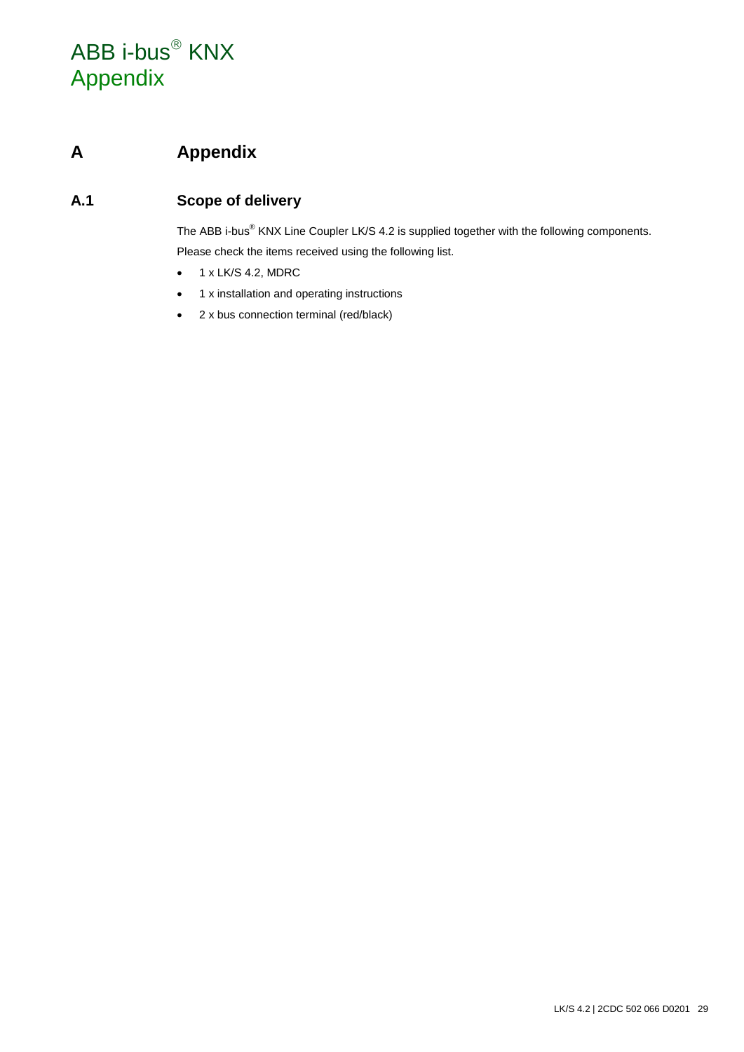# A Appendix

## A.1 Scope of delivery

The ABB i-bus® KNX Line Coupler LK/S 4.2 is supplied together with the following components. Please check the items received using the following list.

- 1 x LK/S 4.2, MDRC
- 1 x installation and operating instructions
- 2 x bus connection terminal (red/black)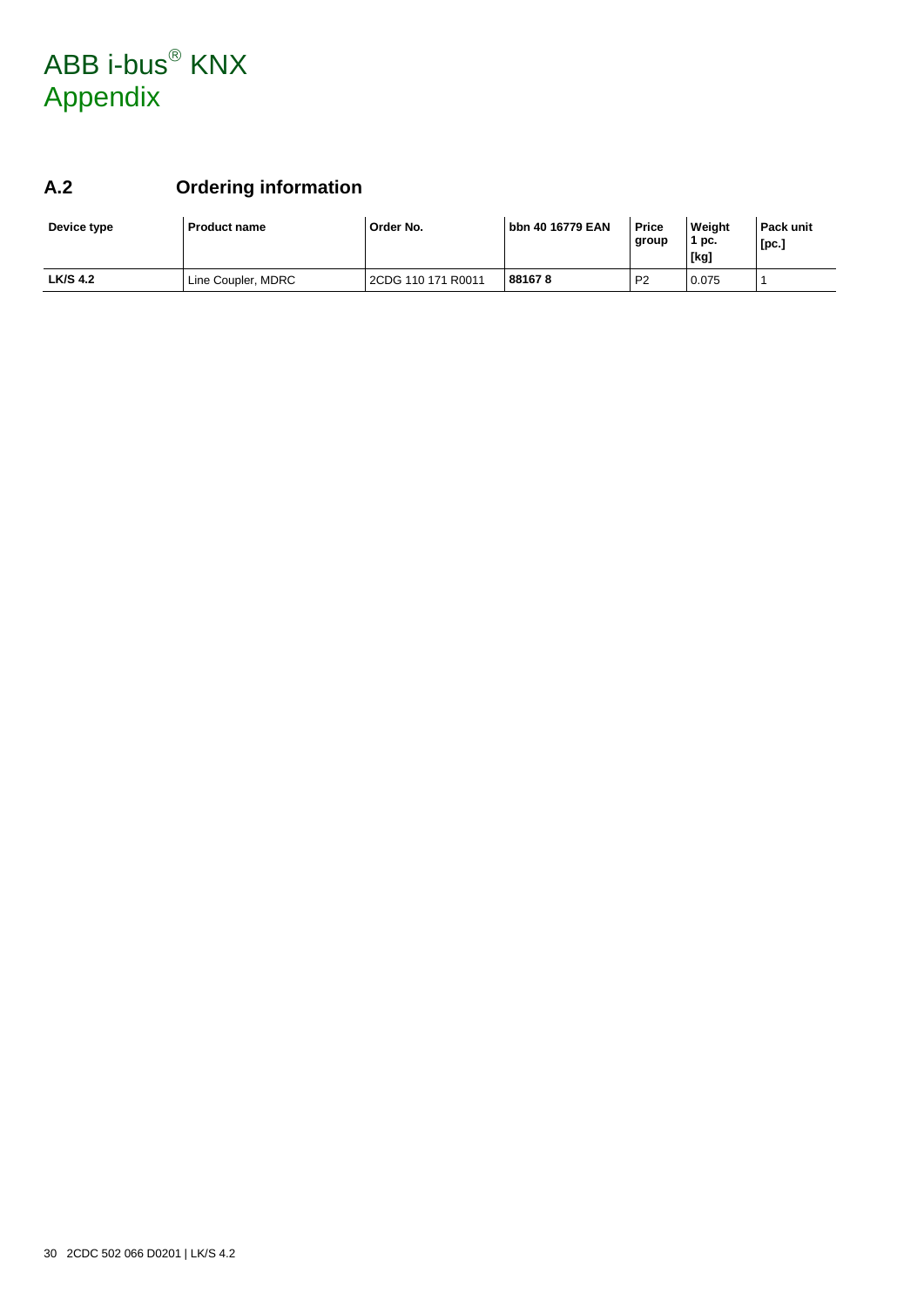## A.2 Ordering information

| Device type | Product name | Order No. | bbn 40 16779 EAN | Price group | Weight 1 pc. [kg] | Pack unit [pc.] |
|---|---|---|---|---|---|---|
| **LK/S 4.2** | Line Coupler, MDRC | 2CDG 110 171 R0011 | **88167 8** | P2 | 0.075 | 1 |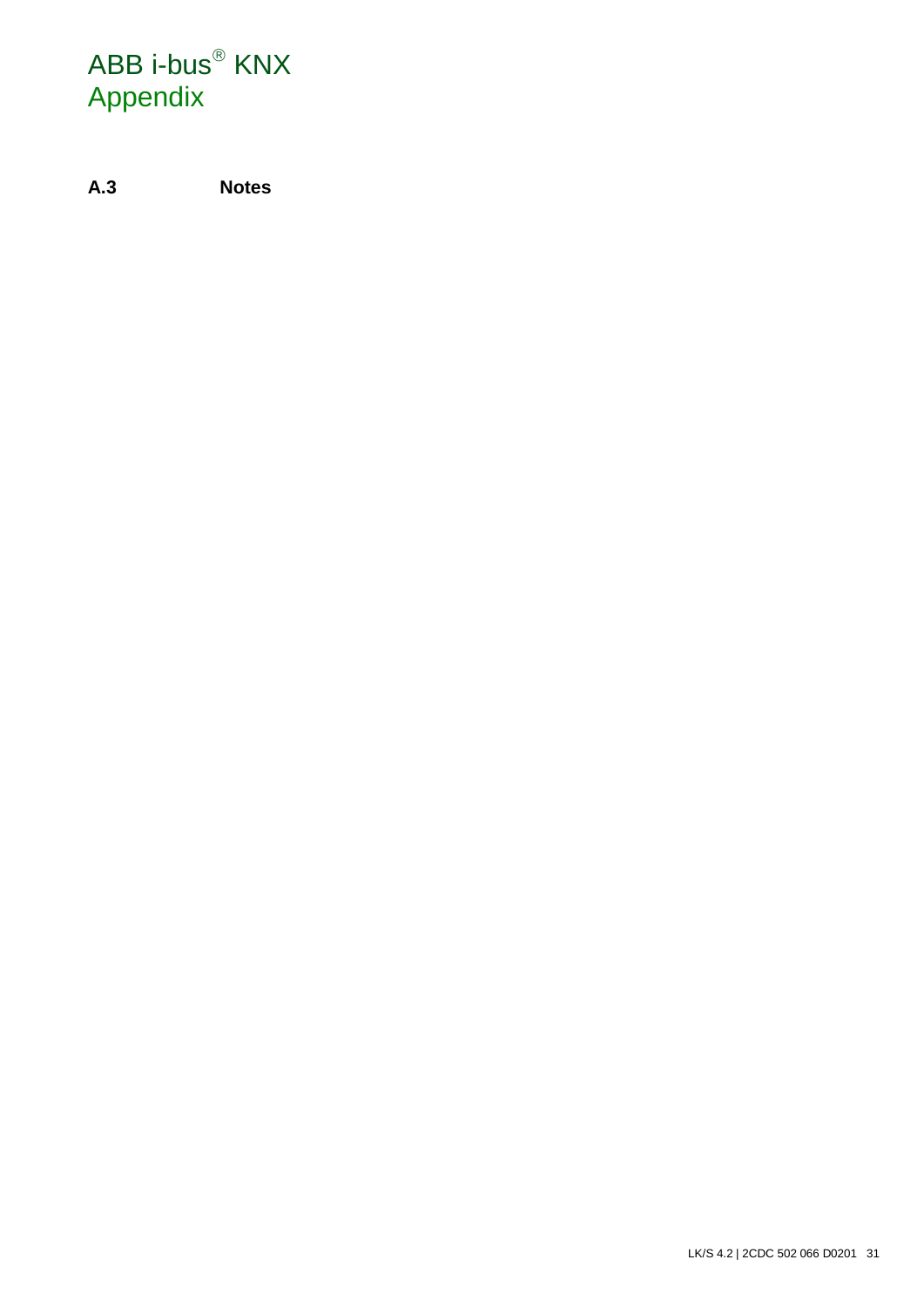## A.3 Notes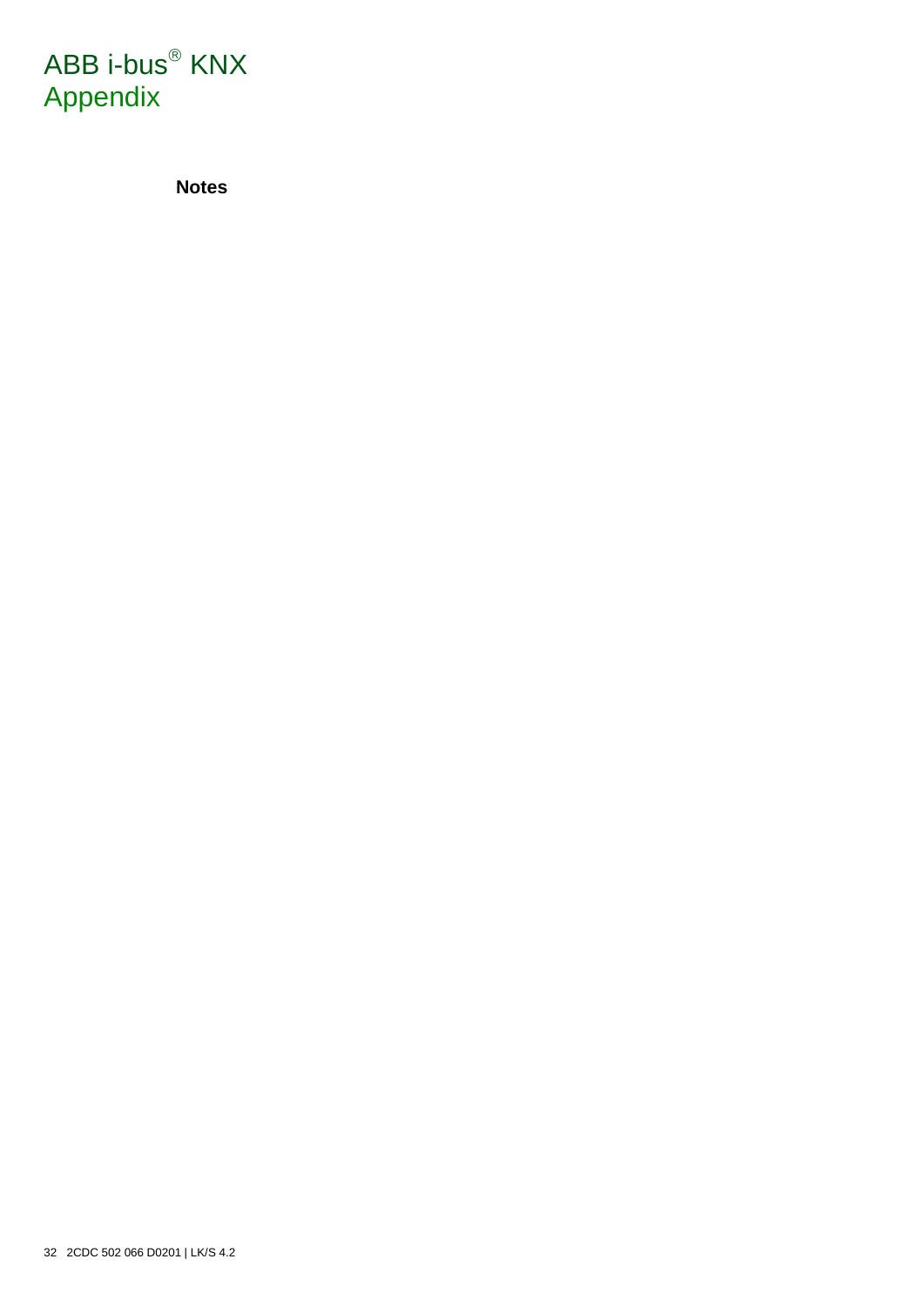**Notes**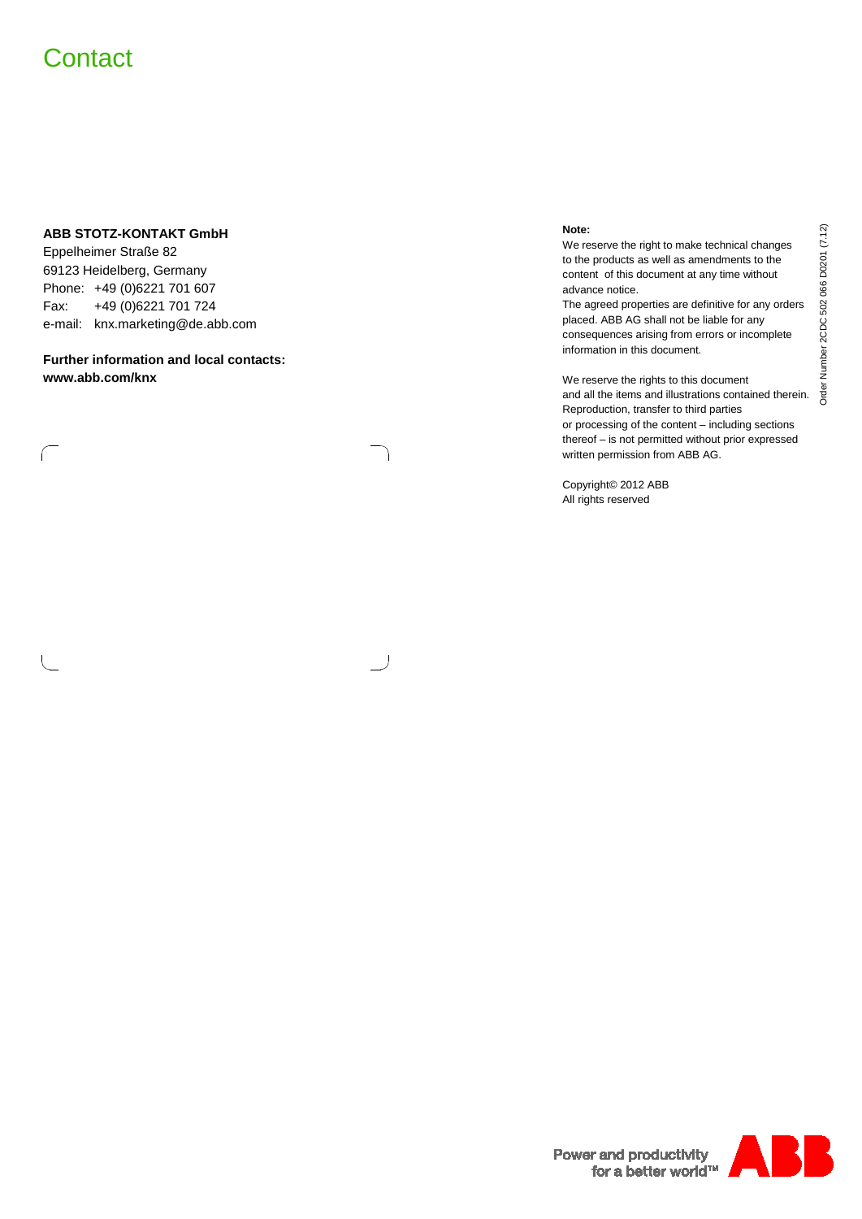# Contact

**ABB STOTZ-KONTAKT GmbH**
Eppelheimer Straße 82
69123 Heidelberg, Germany
Phone: +49 (0)6221 701 607
Fax: +49 (0)6221 701 724
e-mail: knx.marketing@de.abb.com

**Further information and local contacts:**
**www.abb.com/knx**

**Note:**
We reserve the right to make technical changes to the products as well as amendments to the content of this document at any time without advance notice.
The agreed properties are definitive for any orders placed. ABB AG shall not be liable for any consequences arising from errors or incomplete information in this document.

We reserve the rights to this document and all the items and illustrations contained therein. Reproduction, transfer to third parties or processing of the content – including sections thereof – is not permitted without prior expressed written permission from ABB AG.

Copyright© 2012 ABB
All rights reserved

Order Number 2CDC 502 066 D0201 (7.12)

Power and productivity
for a better world™